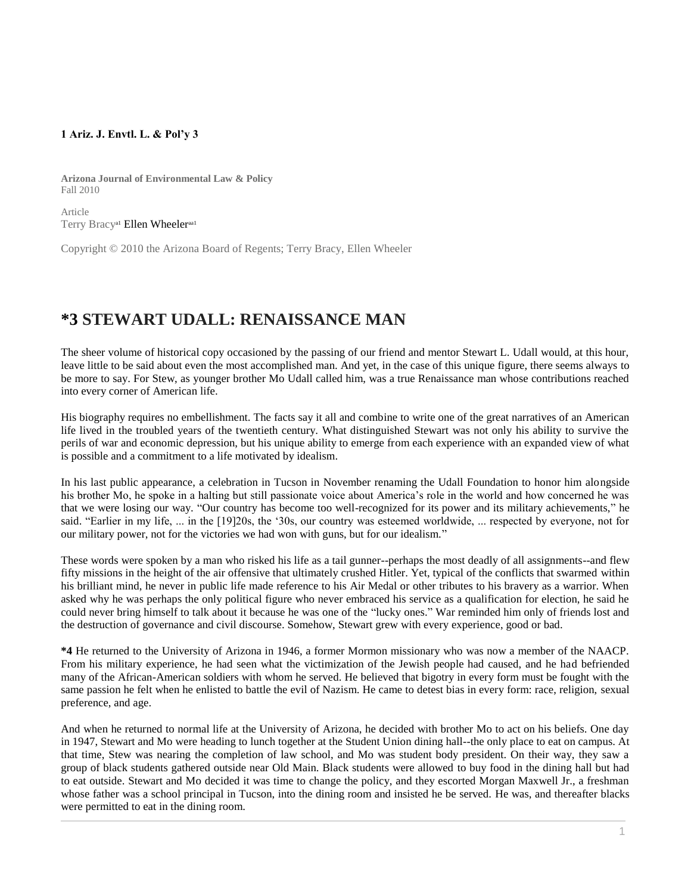**1 Ariz. J. Envtl. L. & Pol'y 3**

**Arizona Journal of Environmental Law & Policy**
Fall 2010

Article
Terry Bracy[a1] Ellen Wheeler[aa1]

Copyright © 2010 the Arizona Board of Regents; Terry Bracy, Ellen Wheeler

# *3 STEWART UDALL: RENAISSANCE MAN

The sheer volume of historical copy occasioned by the passing of our friend and mentor Stewart L. Udall would, at this hour, leave little to be said about even the most accomplished man. And yet, in the case of this unique figure, there seems always to be more to say. For Stew, as younger brother Mo Udall called him, was a true Renaissance man whose contributions reached into every corner of American life.

His biography requires no embellishment. The facts say it all and combine to write one of the great narratives of an American life lived in the troubled years of the twentieth century. What distinguished Stewart was not only his ability to survive the perils of war and economic depression, but his unique ability to emerge from each experience with an expanded view of what is possible and a commitment to a life motivated by idealism.

In his last public appearance, a celebration in Tucson in November renaming the Udall Foundation to honor him alongside his brother Mo, he spoke in a halting but still passionate voice about America's role in the world and how concerned he was that we were losing our way. "Our country has become too well-recognized for its power and its military achievements," he said. "Earlier in my life, ... in the [19]20s, the '30s, our country was esteemed worldwide, ... respected by everyone, not for our military power, not for the victories we had won with guns, but for our idealism."

These words were spoken by a man who risked his life as a tail gunner--perhaps the most deadly of all assignments--and flew fifty missions in the height of the air offensive that ultimately crushed Hitler. Yet, typical of the conflicts that swarmed within his brilliant mind, he never in public life made reference to his Air Medal or other tributes to his bravery as a warrior. When asked why he was perhaps the only political figure who never embraced his service as a qualification for election, he said he could never bring himself to talk about it because he was one of the "lucky ones." War reminded him only of friends lost and the destruction of governance and civil discourse. Somehow, Stewart grew with every experience, good or bad.

**\*4** He returned to the University of Arizona in 1946, a former Mormon missionary who was now a member of the NAACP. From his military experience, he had seen what the victimization of the Jewish people had caused, and he had befriended many of the African-American soldiers with whom he served. He believed that bigotry in every form must be fought with the same passion he felt when he enlisted to battle the evil of Nazism. He came to detest bias in every form: race, religion, sexual preference, and age.

And when he returned to normal life at the University of Arizona, he decided with brother Mo to act on his beliefs. One day in 1947, Stewart and Mo were heading to lunch together at the Student Union dining hall--the only place to eat on campus. At that time, Stew was nearing the completion of law school, and Mo was student body president. On their way, they saw a group of black students gathered outside near Old Main. Black students were allowed to buy food in the dining hall but had to eat outside. Stewart and Mo decided it was time to change the policy, and they escorted Morgan Maxwell Jr., a freshman whose father was a school principal in Tucson, into the dining room and insisted he be served. He was, and thereafter blacks were permitted to eat in the dining room.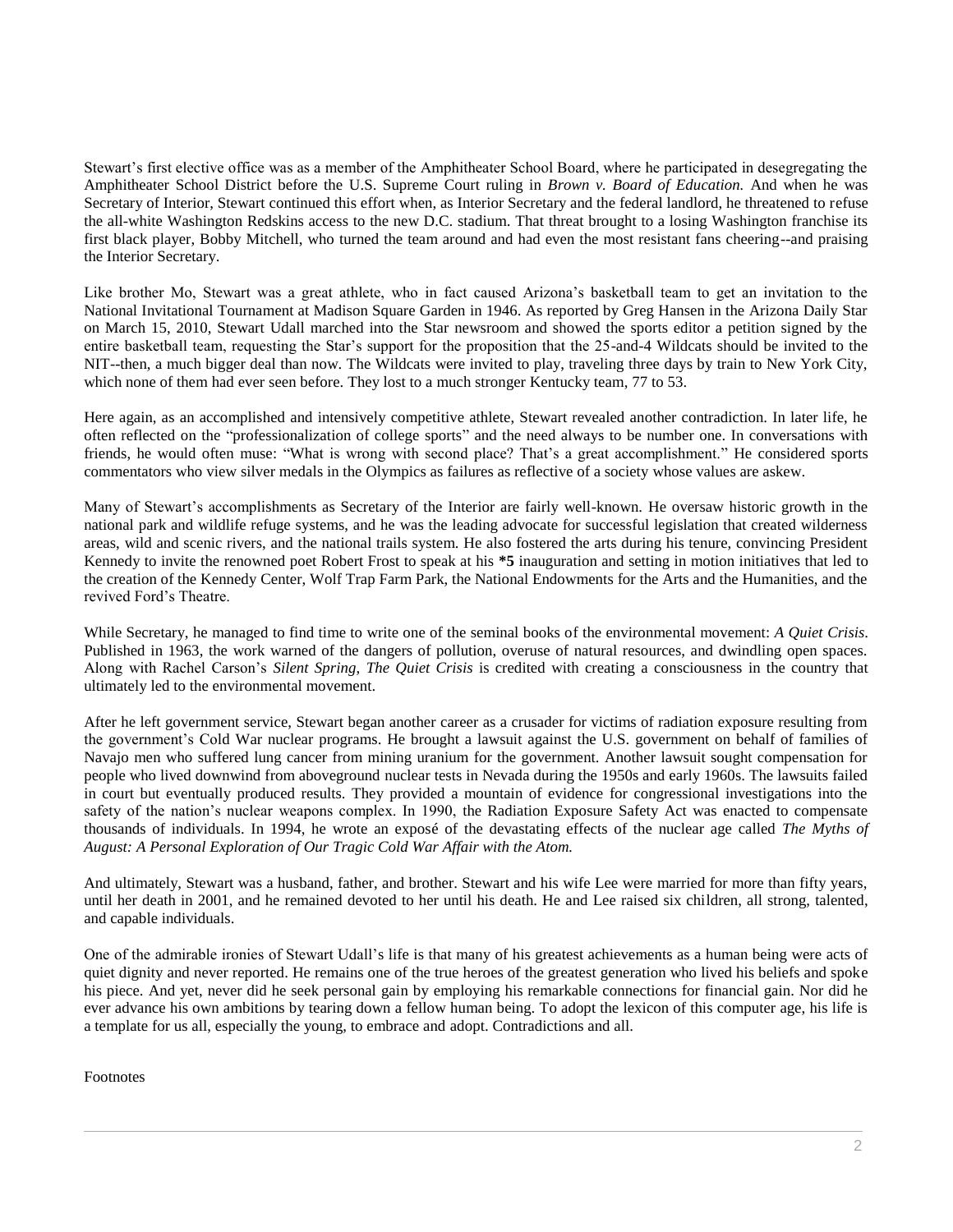Stewart's first elective office was as a member of the Amphitheater School Board, where he participated in desegregating the Amphitheater School District before the U.S. Supreme Court ruling in *Brown v. Board of Education.* And when he was Secretary of Interior, Stewart continued this effort when, as Interior Secretary and the federal landlord, he threatened to refuse the all-white Washington Redskins access to the new D.C. stadium. That threat brought to a losing Washington franchise its first black player, Bobby Mitchell, who turned the team around and had even the most resistant fans cheering--and praising the Interior Secretary.

Like brother Mo, Stewart was a great athlete, who in fact caused Arizona's basketball team to get an invitation to the National Invitational Tournament at Madison Square Garden in 1946. As reported by Greg Hansen in the Arizona Daily Star on March 15, 2010, Stewart Udall marched into the Star newsroom and showed the sports editor a petition signed by the entire basketball team, requesting the Star's support for the proposition that the 25-and-4 Wildcats should be invited to the NIT--then, a much bigger deal than now. The Wildcats were invited to play, traveling three days by train to New York City, which none of them had ever seen before. They lost to a much stronger Kentucky team, 77 to 53.

Here again, as an accomplished and intensively competitive athlete, Stewart revealed another contradiction. In later life, he often reflected on the "professionalization of college sports" and the need always to be number one. In conversations with friends, he would often muse: "What is wrong with second place? That's a great accomplishment." He considered sports commentators who view silver medals in the Olympics as failures as reflective of a society whose values are askew.

Many of Stewart's accomplishments as Secretary of the Interior are fairly well-known. He oversaw historic growth in the national park and wildlife refuge systems, and he was the leading advocate for successful legislation that created wilderness areas, wild and scenic rivers, and the national trails system. He also fostered the arts during his tenure, convincing President Kennedy to invite the renowned poet Robert Frost to speak at his **\*5** inauguration and setting in motion initiatives that led to the creation of the Kennedy Center, Wolf Trap Farm Park, the National Endowments for the Arts and the Humanities, and the revived Ford's Theatre.

While Secretary, he managed to find time to write one of the seminal books of the environmental movement: *A Quiet Crisis*. Published in 1963, the work warned of the dangers of pollution, overuse of natural resources, and dwindling open spaces. Along with Rachel Carson's *Silent Spring*, *The Quiet Crisis* is credited with creating a consciousness in the country that ultimately led to the environmental movement.

After he left government service, Stewart began another career as a crusader for victims of radiation exposure resulting from the government's Cold War nuclear programs. He brought a lawsuit against the U.S. government on behalf of families of Navajo men who suffered lung cancer from mining uranium for the government. Another lawsuit sought compensation for people who lived downwind from aboveground nuclear tests in Nevada during the 1950s and early 1960s. The lawsuits failed in court but eventually produced results. They provided a mountain of evidence for congressional investigations into the safety of the nation's nuclear weapons complex. In 1990, the Radiation Exposure Safety Act was enacted to compensate thousands of individuals. In 1994, he wrote an exposé of the devastating effects of the nuclear age called *The Myths of August: A Personal Exploration of Our Tragic Cold War Affair with the Atom.*

And ultimately, Stewart was a husband, father, and brother. Stewart and his wife Lee were married for more than fifty years, until her death in 2001, and he remained devoted to her until his death. He and Lee raised six children, all strong, talented, and capable individuals.

One of the admirable ironies of Stewart Udall's life is that many of his greatest achievements as a human being were acts of quiet dignity and never reported. He remains one of the true heroes of the greatest generation who lived his beliefs and spoke his piece. And yet, never did he seek personal gain by employing his remarkable connections for financial gain. Nor did he ever advance his own ambitions by tearing down a fellow human being. To adopt the lexicon of this computer age, his life is a template for us all, especially the young, to embrace and adopt. Contradictions and all.

Footnotes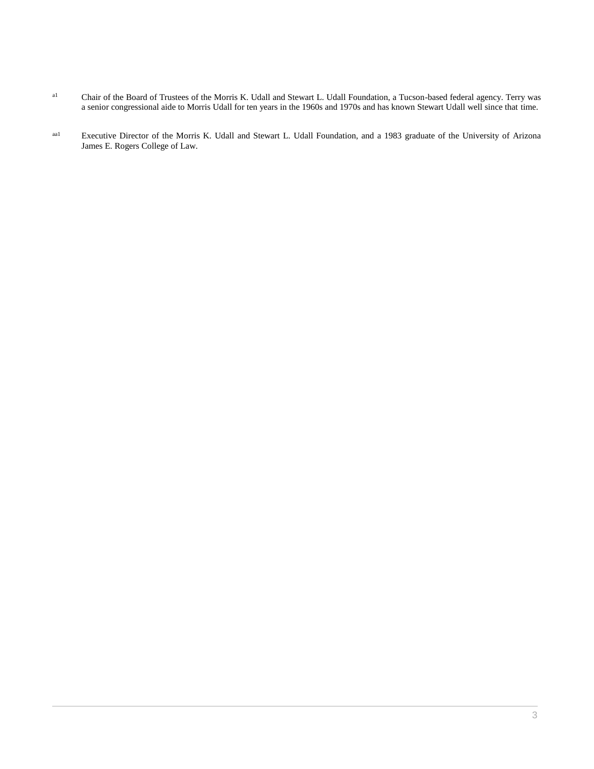[a1] Chair of the Board of Trustees of the Morris K. Udall and Stewart L. Udall Foundation, a Tucson-based federal agency. Terry was a senior congressional aide to Morris Udall for ten years in the 1960s and 1970s and has known Stewart Udall well since that time.

[aa1] Executive Director of the Morris K. Udall and Stewart L. Udall Foundation, and a 1983 graduate of the University of Arizona James E. Rogers College of Law.